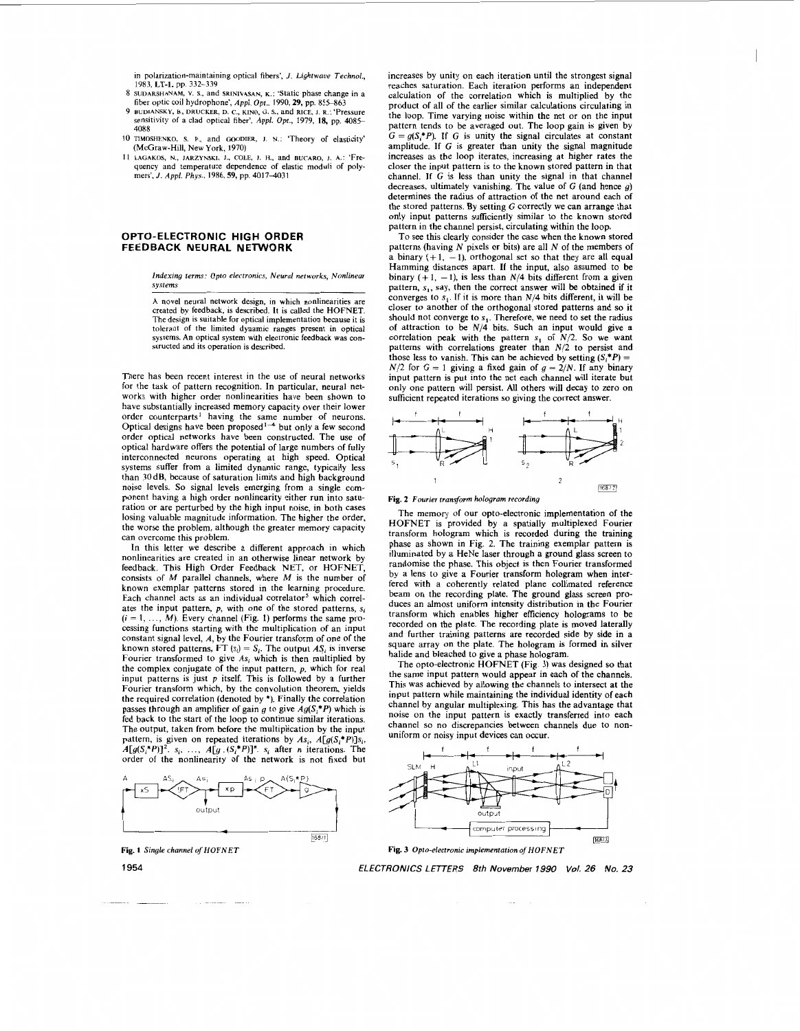in polarization-maintaining optical fibers', *J. Lightwave Technol.*, 1983, **LT-1**, pp. 332–339

8 SUDARSHANAM, V. S., and SRINIVASAN, K.: 'Static phase change in a fiber optic coil hydrophone', *Appl. Opt.*, 1990, **29**, pp. 855–863

9 BUDIANSKY, B., DRUCKER, D. C., KINO, G. S., and RICE, J. R.: 'Pressure sensitivity of a clad optical fiber', *Appl. Opt.*, 1979, **18**, pp. 4085–4088

10 TIMOSHENKO, S. P., and GOODIER, J. N.: 'Theory of elasticity' (McGraw-Hill, New York, 1970)

11 LAGAKOS, N., JARZYNSKI, J., COLE, J. H., and BUCARO, J. A.: 'Frequency and temperature dependence of elastic moduli of polymers', *J. Appl. Phys.*, 1986, **59**, pp. 4017–4031

## OPTO-ELECTRONIC HIGH ORDER FEEDBACK NEURAL NETWORK

*Indexing terms: Opto electronics, Neural networks, Nonlinear systems*

A novel neural network design, in which nonlinearities are created by feedback, is described. It is called the HOFNET. The design is suitable for optical implementation because it is tolerant of the limited dynamic ranges present in optical systems. An optical system with electronic feedback was constructed and its operation is described.

There has been recent interest in the use of neural networks for the task of pattern recognition. In particular, neural networks with higher order nonlinearities have been shown to have substantially increased memory capacity over their lower order counterparts[1] having the same number of neurons. Optical designs have been proposed[1–4] but only a few second order optical networks have been constructed. The use of optical hardware offers the potential of large numbers of fully interconnected neurons operating at high speed. Optical systems suffer from a limited dynamic range, typically less than 30 dB, because of saturation limits and high background noise levels. So signal levels emerging from a single component having a high order nonlinearity either run into saturation or are perturbed by the high input noise, in both cases losing valuable magnitude information. The higher the order, the worse the problem, although the greater memory capacity can overcome this problem.

In this letter we describe a different approach in which nonlinearities are created in an otherwise linear network by feedback. This High Order Feedback NET, or HOFNET, consists of $M$ parallel channels, where $M$ is the number of known exemplar patterns stored in the learning procedure. Each channel acts as an individual correlator[5] which correlates the input pattern, $p$, with one of the stored patterns, $s_i$ $(i = 1, \ldots, M)$. Every channel (Fig. 1) performs the same processing functions starting with the multiplication of an input constant signal level, $A$, by the Fourier transform of one of the known stored patterns, $FT(s_i) = S_i$. The output $AS_i$ is inverse Fourier transformed to give $As_i$ which is then multiplied by the complex conjugate of the input pattern, $p$, which for real input patterns is just $p$ itself. This is followed by a further Fourier transform which, by the convolution theorem, yields the required correlation (denoted by *). Finally the correlation passes through an amplifier of gain $g$ to give $Ag(S_i{*}P)$ which is fed back to the start of the loop to continue similar iterations. The output, taken from before the multiplication by the input pattern, is given on repeated iterations by $As_i$, $A[g(S_i{*}P)]s_i$, $A[g(S_i{*}P)]^2 \cdot s_i$, $\ldots$, $A[g \cdot (S_i{*}P)]^n \cdot s_i$ after $n$ iterations. The order of the nonlinearity of the network is not fixed but increases by unity on each iteration until the strongest signal reaches saturation. Each iteration performs an independent calculation of the correlation which is multiplied by the product of all of the earlier similar calculations circulating in the loop. Time varying noise within the net or on the input pattern tends to be averaged out. The loop gain is given by $G = g(S_i{*}P)$. If $G$ is unity the signal circulates at constant amplitude. If $G$ is greater than unity the signal magnitude increases as the loop iterates, increasing at higher rates the closer the input pattern is to the known stored pattern in that channel. If $G$ is less than unity the signal in that channel decreases, ultimately vanishing. The value of $G$ (and hence $g$) determines the radius of attraction of the net around each of the stored patterns. By setting $G$ correctly we can arrange that only input patterns sufficiently similar to the known stored pattern in the channel persist, circulating within the loop.

Fig. 1 *Single channel of HOFNET*

To see this clearly consider the case when the known stored patterns (having $N$ pixels or bits) are all $N$ of the members of a binary $(+1, -1)$, orthogonal set so that they are all equal Hamming distances apart. If the input, also assumed to be binary $(+1, -1)$, is less than $N/4$ bits different from a given pattern, $s_1$, say, then the correct answer will be obtained if it converges to $s_1$. If it is more than $N/4$ bits different, it will be closer to another of the orthogonal stored patterns and so it should not converge to $s_1$. Therefore, we need to set the radius of attraction to be $N/4$ bits. Such an input would give a correlation peak with the pattern $s_1$ of $N/2$. So we want patterns with correlations greater than $N/2$ to persist and those less to vanish. This can be achieved by setting $(S_i{*}P) = N/2$ for $G = 1$ giving a fixed gain of $g = 2/N$. If any binary input pattern is put into the net each channel will iterate but only one pattern will persist. All others will decay to zero on sufficient repeated iterations so giving the correct answer.

Fig. 2 *Fourier transform hologram recording*

The memory of our opto-electronic implementation of the HOFNET is provided by a spatially multiplexed Fourier transform hologram which is recorded during the training phase as shown in Fig. 2. The training exemplar pattern is illuminated by a HeNe laser through a ground glass screen to randomise the phase. This object is then Fourier transformed by a lens to give a Fourier transform hologram when interfered with a coherently related plane collimated reference beam on the recording plate. The ground glass screen produces an almost uniform intensity distribution in the Fourier transform which enables higher efficiency holograms to be recorded on the plate. The recording plate is moved laterally and further training patterns are recorded side by side in a square array on the plate. The hologram is formed in silver halide and bleached to give a phase hologram.

The opto-electronic HOFNET (Fig. 3) was designed so that the same input pattern would appear in each of the channels. This was achieved by allowing the channels to intersect at the input pattern while maintaining the individual identity of each channel by angular multiplexing. This has the advantage that noise on the input pattern is exactly transferred into each channel so no discrepancies between channels due to non-uniform or noisy input devices can occur.

Fig. 3 *Opto-electronic implementation of HOFNET*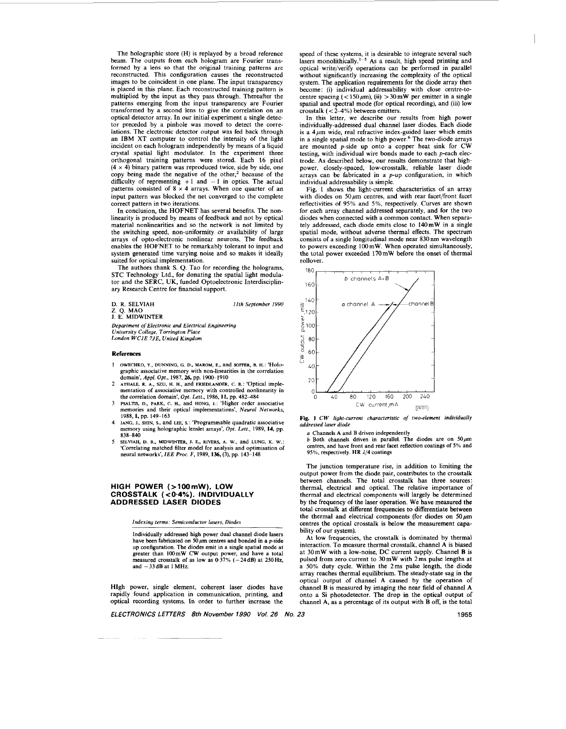The holographic store (H) is replayed by a broad reference beam. The outputs from each hologram are Fourier transformed by a lens so that the original training patterns are reconstructed. This configuration causes the reconstructed images to be coincident in one plane. The input transparency is placed in this plane. Each reconstructed training pattern is multiplied by the input as they pass through. Thereafter the patterns emerging from the input transparency are Fourier transformed by a second lens to give the correlation on an optical detector array. In our initial experiment a single detector preceded by a pinhole was moved to detect the correlations. The electronic detector output was fed back through an IBM XT computer to control the intensity of the light incident on each hologram independently by means of a liquid crystal spatial light modulator. In the experiment three orthogonal training patterns were stored. Each 16 pixel $(4 \times 4)$ binary pattern was reproduced twice, side by side, one copy being made the negative of the other,[2] because of the difficulty of representing $+1$ and $-1$ in optics. The actual patterns consisted of $8 \times 4$ arrays. When one quarter of an input pattern was blocked the net converged to the complete correct pattern in two iterations.

In conclusion, the HOFNET has several benefits. The nonlinearity is produced by means of feedback and not by optical material nonlinearities and so the network is not limited by the switching speed, non-uniformity or availability of large arrays of opto-electronic nonlinear neurons. The feedback enables the HOFNET to be remarkably tolerant to input and system generated time varying noise and so makes it ideally suited for optical implementation.

The authors thank S. Q. Tao for recording the holograms, STC Technology Ltd., for donating the spatial light modulator and the SERC, UK, funded Optoelectronic Interdisciplinary Research Centre for financial support.

D. R. SELVIAH
Z. Q. MAO
J. E. MIDWINTER

*11th September 1990*

*Department of Electronic and Electrical Engineering*
*University College, Torrington Place*
*London WC1E 7JE, United Kingdom*

## References

1. OWECHKO, Y., DUNNING, G. D., MAROM, E., and SOFFER, B. H.: 'Holographic associative memory with non-linearities in the correlation domain', *Appl. Opt.*, 1987, **26**, pp. 1900–1910
2. ATHALE, R. A., SZU, H. H., and FRIEDLANDER, C. B.: 'Optical implementation of associative memory with controlled nonlinearity in the correlation domain', *Opt. Lett.*, 1986, **11**, pp. 482–484
3. PSALTIS, D., PARK, C. H., and HONG, J.: 'Higher order associative memories and their optical implementations', *Neural Networks*, 1988, **1**, pp. 149–163
4. JANG, J., SHIN, S., and LEE, S.: 'Programmable quadratic associative memory using holographic lenslet arrays', *Opt. Lett.*, 1989, **14**, pp. 838–840
5. SELVIAH, D. R., MIDWINTER, J. E., RIVERS, A. W., and LUNG, K. W.: 'Correlating matched filter model for analysis and optimisation of neural networks', *IEE Proc. F*, 1989, **136**, (3), pp. 143–148

# HIGH POWER (>100 mW), LOW CROSSTALK (<0·4%), INDIVIDUALLY ADDRESSED LASER DIODES

*Indexing terms: Semiconductor lasers, Diodes*

**Individually addressed high power dual channel diode lasers have been fabricated on $50\,\mu m$ centres and bonded in a p-side up configuration. The diodes emit in a single spatial mode at greater than 100 mW CW output power, and have a total measured crosstalk of as low as 0·37% (−24 dB) at 250 Hz, and −33 dB at 1 MHz.**

High power, single element, coherent laser diodes have rapidly found application in communication, printing, and optical recording systems. In order to further increase the speed of these systems, it is desirable to integrate several such lasers monolithically.[1–5] As a result, high speed printing and optical write/verify operations can be performed in parallel without significantly increasing the complexity of the optical system. The application requirements for the diode array then become: (i) individual addressability with close centre-to-centre spacing ($<150\,\mu m$), (ii) $>30$ mW per emitter in a single spatial and spectral mode (for optical recording), and (iii) low crosstalk (<2–4%) between emitters.

In this letter, we describe our results from high power individually-addressed dual channel laser diodes. Each diode is a $4\,\mu m$ wide, real refractive index-guided laser which emits in a single spatial mode to high power.[6] The two-diode arrays are mounted *p*-side up onto a copper heat sink for CW testing, with individual wire bonds made to each *p*-each electrode. As described below, our results demonstrate that high-power, closely-spaced, low-crosstalk, reliable laser diode arrays can be fabricated in a *p*-up configuration, in which individual addressability is simple.

Fig. 1 shows the light-current characteristics of an array with diodes on $50\,\mu m$ centres, and with rear facet/front facet reflectivities of 95% and 5%, respectively. Curves are shown for each array channel addressed separately, and for the two diodes when connected with a common contact. When separately addressed, each diode emits close to 140 mW in a single spatial mode, without adverse thermal effects. The spectrum consists of a single longitudinal mode near 830 nm wavelength to powers exceeding 100 mW. When operated simultaneously, the total power exceeded 170 mW before the onset of thermal rollover.

b channels A+B
a channel A
channel B
CW output power, mW
0 20 40 60 80 100 120 140 160 180
CW current, mA
0 40 80 120 160 200 240
[2601]

**Fig. 1** *CW light-current characteristic of two-element individually addressed laser diode*

*a* Channels A and B driven independently
*b* Both channels driven in parallel. The diodes are on $50\,\mu m$ centres, and have front and rear facet reflection coatings of 5% and 95%, respectively. HR $\lambda/4$ coatings

The junction temperature rise, in addition to limiting the output power from the diode pair, contributes to the crosstalk between channels. The total crosstalk has three sources: thermal, electrical and optical. The relative importance of thermal and electrical components will largely be determined by the frequency of the laser operation. We have measured the total crosstalk at different frequencies to differentiate between the thermal and electrical components (for diodes on $50\,\mu m$ centres the optical crosstalk is below the measurement capability of our system).

At low frequencies, the crosstalk is dominated by thermal interaction. To measure thermal crosstalk, channel A is biased at 30 mW with a low-noise, DC current supply. Channel B is pulsed from zero current to 30 mW with 2 ms pulse lengths at a 50% duty cycle. Within the 2 ms pulse length, the diode array reaches thermal equilibrium. The steady-state sag in the optical output of channel A caused by the operation of channel B is measured by imaging the near field of channel A onto a Si photodetector. The drop in the optical output of channel A, as a percentage of its output with B off, is the total